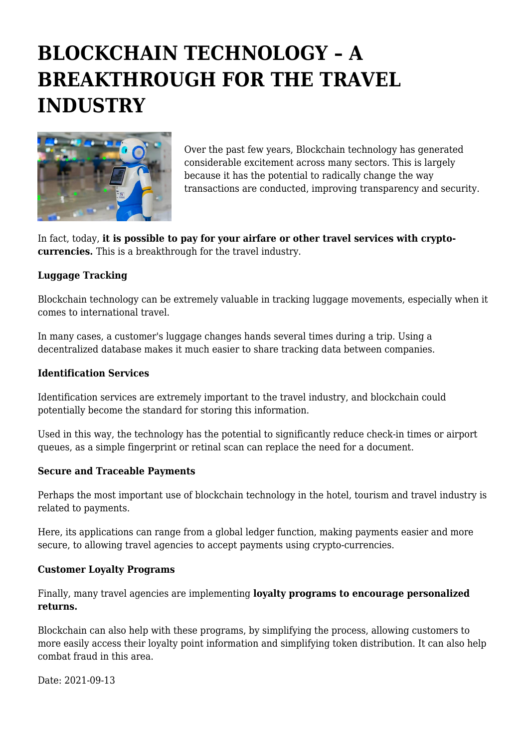# BLOCKCHAIN TECHNOLOGY – A BREAKTHROUGH FOR THE TRAVEL INDUSTRY

Over the past few years, Blockchain technology has generated considerable excitement across many sectors. This is largely because it has the potential to radically change the way transactions are conducted, improving transparency and security.

In fact, today, **it is possible to pay for your airfare or other travel services with crypto-currencies.** This is a breakthrough for the travel industry.

**Luggage Tracking**

Blockchain technology can be extremely valuable in tracking luggage movements, especially when it comes to international travel.

In many cases, a customer's luggage changes hands several times during a trip. Using a decentralized database makes it much easier to share tracking data between companies.

**Identification Services**

Identification services are extremely important to the travel industry, and blockchain could potentially become the standard for storing this information.

Used in this way, the technology has the potential to significantly reduce check-in times or airport queues, as a simple fingerprint or retinal scan can replace the need for a document.

**Secure and Traceable Payments**

Perhaps the most important use of blockchain technology in the hotel, tourism and travel industry is related to payments.

Here, its applications can range from a global ledger function, making payments easier and more secure, to allowing travel agencies to accept payments using crypto-currencies.

**Customer Loyalty Programs**

Finally, many travel agencies are implementing **loyalty programs to encourage personalized returns.**

Blockchain can also help with these programs, by simplifying the process, allowing customers to more easily access their loyalty point information and simplifying token distribution. It can also help combat fraud in this area.

Date: 2021-09-13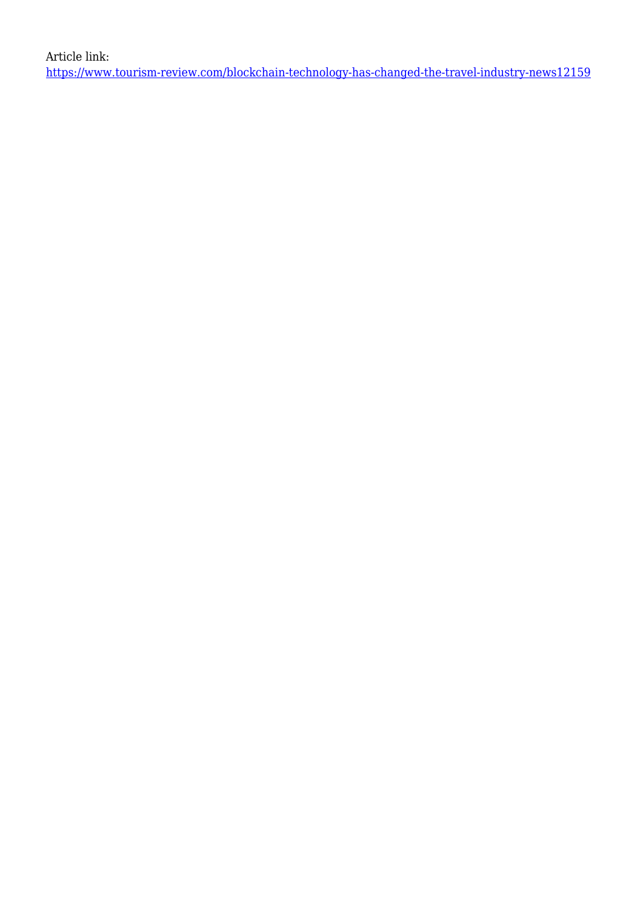Article link:
https://www.tourism-review.com/blockchain-technology-has-changed-the-travel-industry-news12159